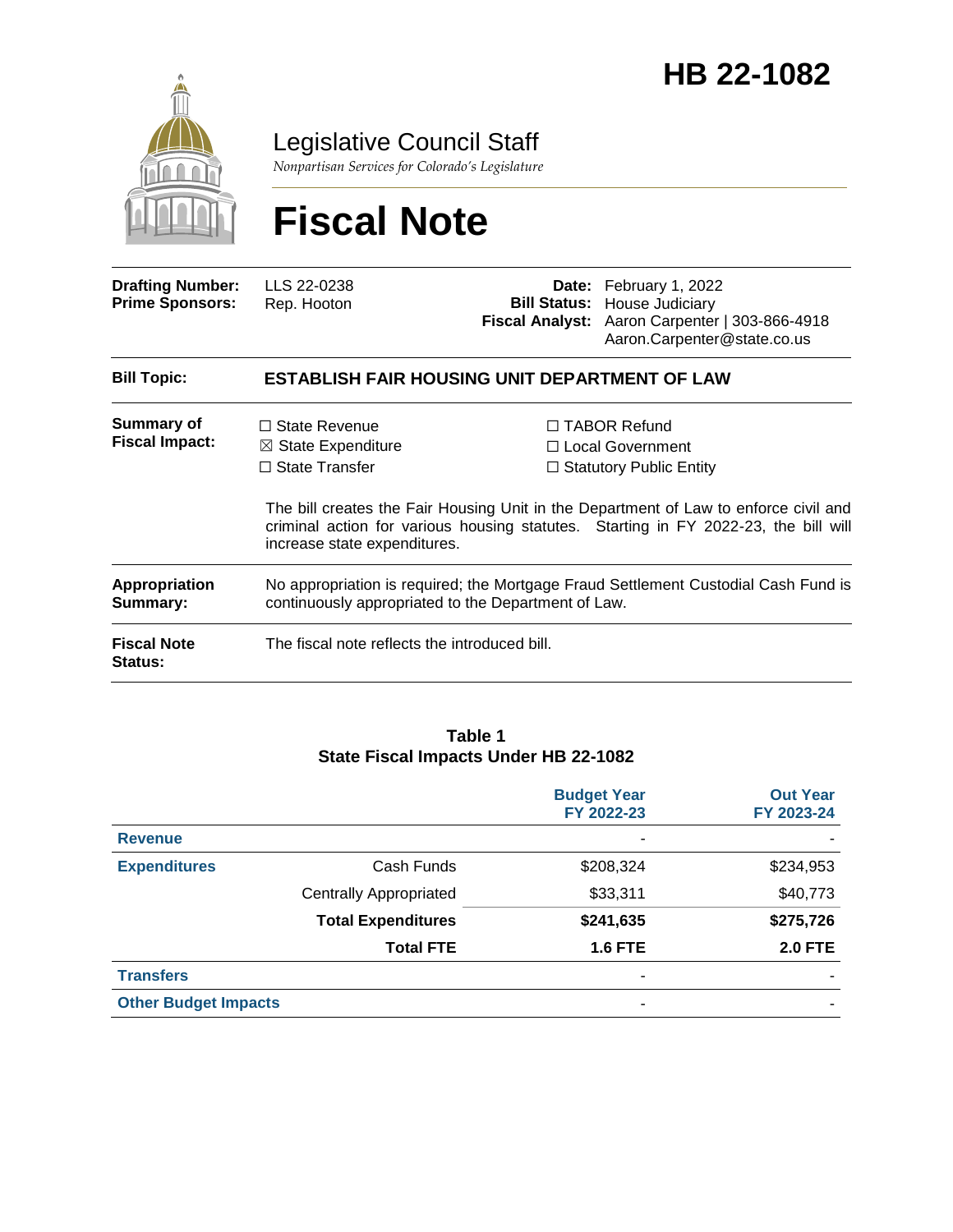# HB 22-1082

Legislative Council Staff

*Nonpartisan Services for Colorado's Legislature*

# Fiscal Note

| | | | |
|---|---|---|---|
| **Drafting Number:** | LLS 22-0238 | **Date:** | February 1, 2022 |
| **Prime Sponsors:** | Rep. Hooton | **Bill Status:** | House Judiciary |
| | | **Fiscal Analyst:** | Aaron Carpenter \| 303-866-4918 Aaron.Carpenter@state.co.us |

**Bill Topic:** **ESTABLISH FAIR HOUSING UNIT DEPARTMENT OF LAW**

**Summary of Fiscal Impact:**

☐ State Revenue
☒ State Expenditure
☐ State Transfer
☐ TABOR Refund
☐ Local Government
☐ Statutory Public Entity

The bill creates the Fair Housing Unit in the Department of Law to enforce civil and criminal action for various housing statutes. Starting in FY 2022-23, the bill will increase state expenditures.

**Appropriation Summary:** No appropriation is required; the Mortgage Fraud Settlement Custodial Cash Fund is continuously appropriated to the Department of Law.

**Fiscal Note Status:** The fiscal note reflects the introduced bill.

**Table 1**
**State Fiscal Impacts Under HB 22-1082**

| | | Budget Year FY 2022-23 | Out Year FY 2023-24 |
|---|---|---|---|
| **Revenue** | | - | - |
| **Expenditures** | Cash Funds | $208,324 | $234,953 |
| | Centrally Appropriated | $33,311 | $40,773 |
| | **Total Expenditures** | **$241,635** | **$275,726** |
| | **Total FTE** | **1.6 FTE** | **2.0 FTE** |
| **Transfers** | | - | - |
| **Other Budget Impacts** | | - | - |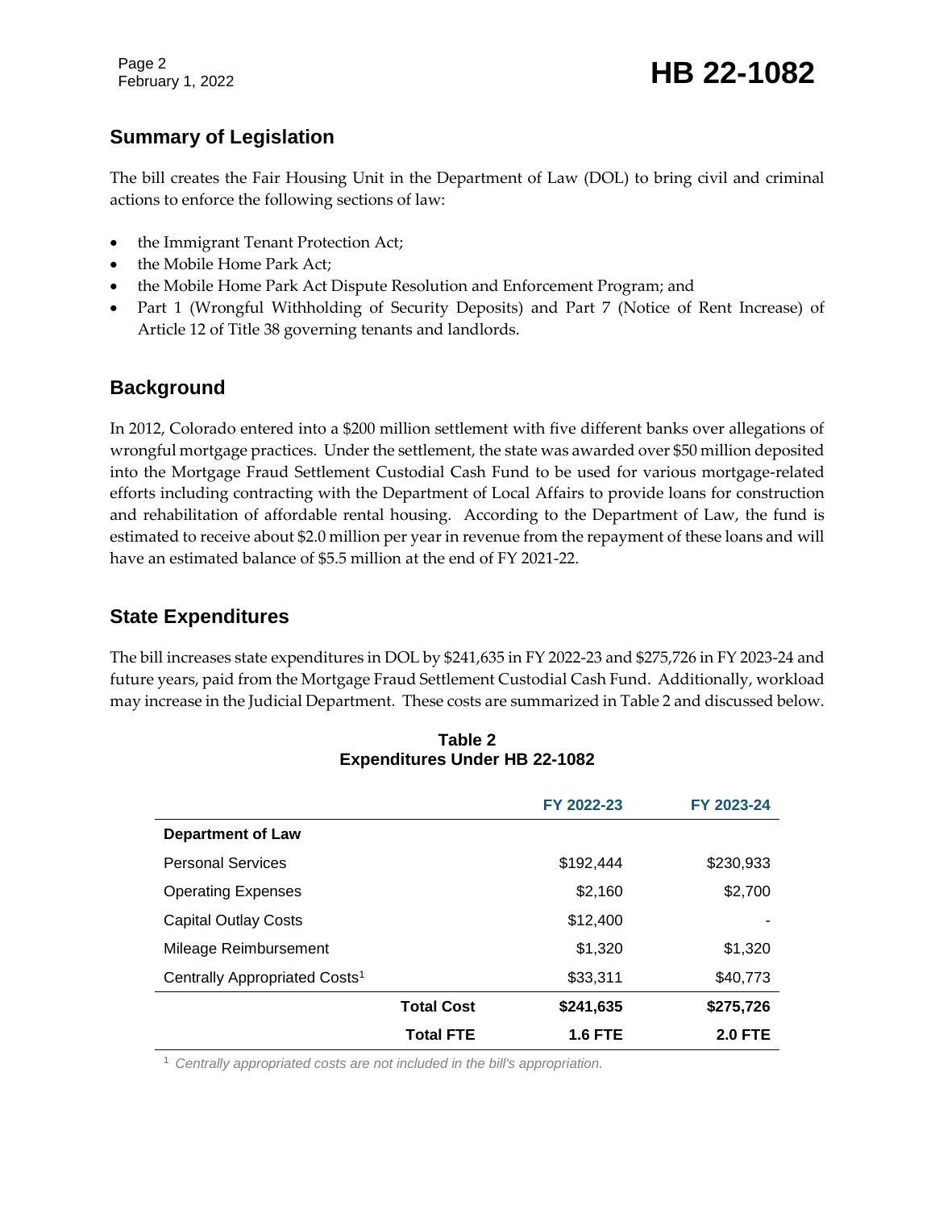## Summary of Legislation

The bill creates the Fair Housing Unit in the Department of Law (DOL) to bring civil and criminal actions to enforce the following sections of law:

- the Immigrant Tenant Protection Act;
- the Mobile Home Park Act;
- the Mobile Home Park Act Dispute Resolution and Enforcement Program; and
- Part 1 (Wrongful Withholding of Security Deposits) and Part 7 (Notice of Rent Increase) of Article 12 of Title 38 governing tenants and landlords.

## Background

In 2012, Colorado entered into a $200 million settlement with five different banks over allegations of wrongful mortgage practices. Under the settlement, the state was awarded over $50 million deposited into the Mortgage Fraud Settlement Custodial Cash Fund to be used for various mortgage-related efforts including contracting with the Department of Local Affairs to provide loans for construction and rehabilitation of affordable rental housing. According to the Department of Law, the fund is estimated to receive about $2.0 million per year in revenue from the repayment of these loans and will have an estimated balance of $5.5 million at the end of FY 2021-22.

## State Expenditures

The bill increases state expenditures in DOL by $241,635 in FY 2022-23 and $275,726 in FY 2023-24 and future years, paid from the Mortgage Fraud Settlement Custodial Cash Fund. Additionally, workload may increase in the Judicial Department. These costs are summarized in Table 2 and discussed below.

**Table 2**
**Expenditures Under HB 22-1082**

| | FY 2022-23 | FY 2023-24 |
|---|---|---|
| **Department of Law** | | |
| Personal Services | $192,444 | $230,933 |
| Operating Expenses | $2,160 | $2,700 |
| Capital Outlay Costs | $12,400 | - |
| Mileage Reimbursement | $1,320 | $1,320 |
| Centrally Appropriated Costs[1] | $33,311 | $40,773 |
| **Total Cost** | **$241,635** | **$275,726** |
| **Total FTE** | **1.6 FTE** | **2.0 FTE** |

[1] *Centrally appropriated costs are not included in the bill's appropriation.*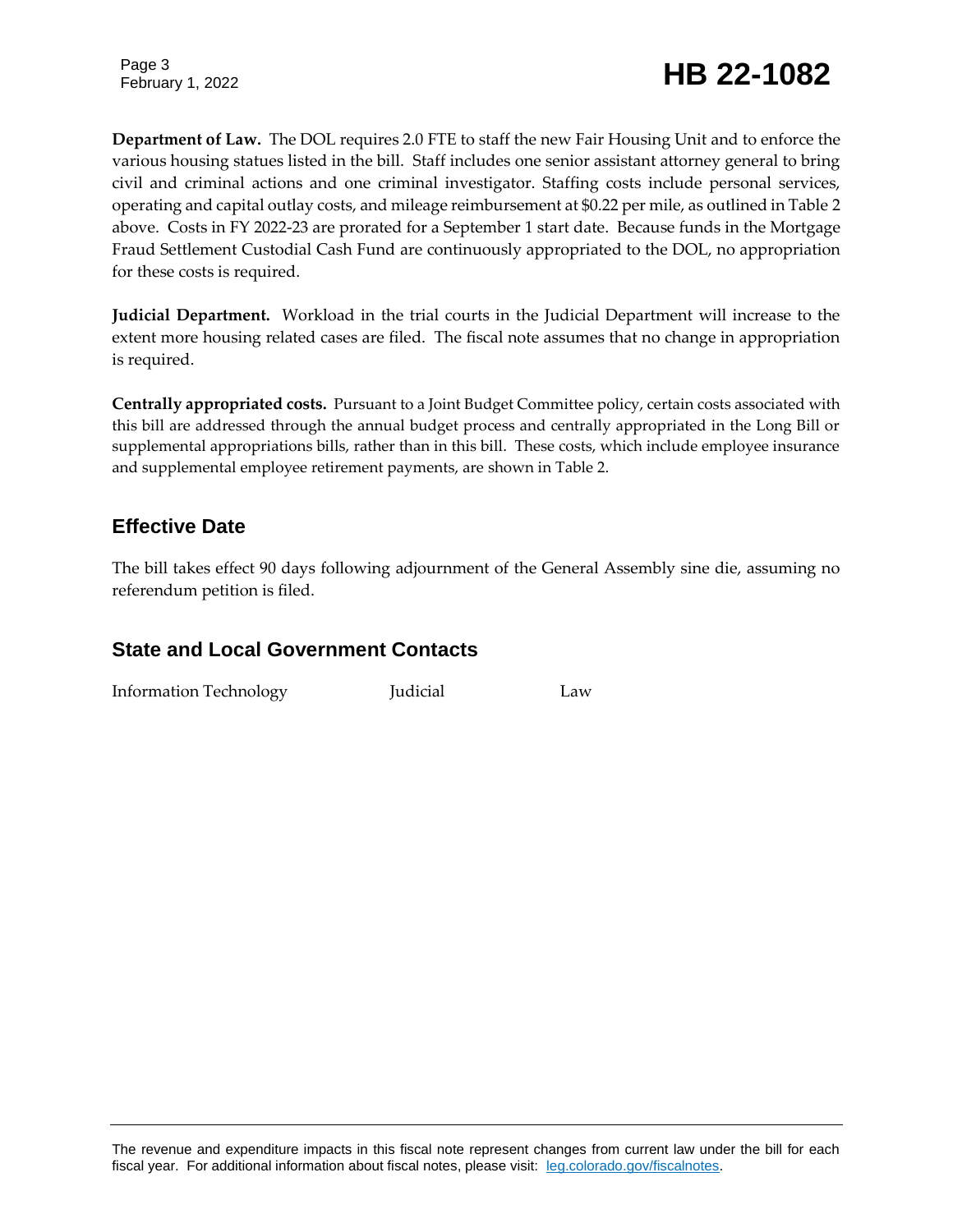**Department of Law.** The DOL requires 2.0 FTE to staff the new Fair Housing Unit and to enforce the various housing statues listed in the bill. Staff includes one senior assistant attorney general to bring civil and criminal actions and one criminal investigator. Staffing costs include personal services, operating and capital outlay costs, and mileage reimbursement at $0.22 per mile, as outlined in Table 2 above. Costs in FY 2022-23 are prorated for a September 1 start date. Because funds in the Mortgage Fraud Settlement Custodial Cash Fund are continuously appropriated to the DOL, no appropriation for these costs is required.

**Judicial Department.** Workload in the trial courts in the Judicial Department will increase to the extent more housing related cases are filed. The fiscal note assumes that no change in appropriation is required.

**Centrally appropriated costs.** Pursuant to a Joint Budget Committee policy, certain costs associated with this bill are addressed through the annual budget process and centrally appropriated in the Long Bill or supplemental appropriations bills, rather than in this bill. These costs, which include employee insurance and supplemental employee retirement payments, are shown in Table 2.

## Effective Date

The bill takes effect 90 days following adjournment of the General Assembly sine die, assuming no referendum petition is filed.

## State and Local Government Contacts

| | | |
|---|---|---|
| Information Technology | Judicial | Law |

The revenue and expenditure impacts in this fiscal note represent changes from current law under the bill for each fiscal year. For additional information about fiscal notes, please visit: leg.colorado.gov/fiscalnotes.